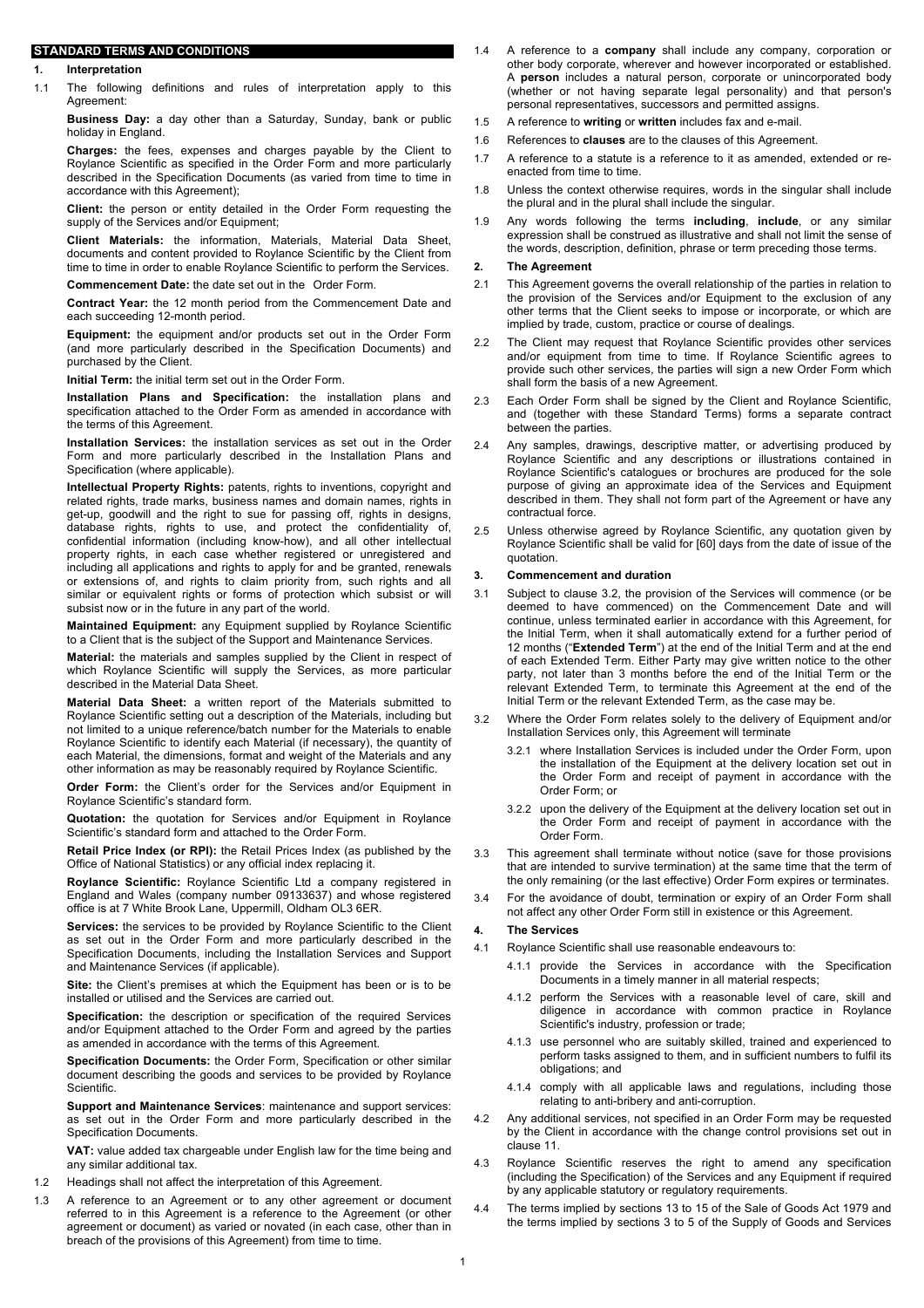## STANDARD TERMS AND CONDITIONS

### 1. Interpretation

1.1 The following definitions and rules of interpretation apply to this Agreement:

**Business Day:** a day other than a Saturday, Sunday, bank or public holiday in England.

**Charges:** the fees, expenses and charges payable by the Client to Roylance Scientific as specified in the Order Form and more particularly described in the Specification Documents (as varied from time to time in accordance with this Agreement);

**Client:** the person or entity detailed in the Order Form requesting the supply of the Services and/or Equipment;

**Client Materials:** the information, Materials, Material Data Sheet, documents and content provided to Roylance Scientific by the Client from time to time in order to enable Roylance Scientific to perform the Services.

**Commencement Date:** the date set out in the Order Form.

**Contract Year:** the 12 month period from the Commencement Date and each succeeding 12-month period.

**Equipment:** the equipment and/or products set out in the Order Form (and more particularly described in the Specification Documents) and purchased by the Client.

**Initial Term:** the initial term set out in the Order Form.

**Installation Plans and Specification:** the installation plans and specification attached to the Order Form as amended in accordance with the terms of this Agreement.

**Installation Services:** the installation services as set out in the Order Form and more particularly described in the Installation Plans and Specification (where applicable).

**Intellectual Property Rights:** patents, rights to inventions, copyright and related rights, trade marks, business names and domain names, rights in get-up, goodwill and the right to sue for passing off, rights in designs, database rights, rights to use, and protect the confidentiality of, confidential information (including know-how), and all other intellectual property rights, in each case whether registered or unregistered and including all applications and rights to apply for and be granted, renewals or extensions of, and rights to claim priority from, such rights and all similar or equivalent rights or forms of protection which subsist or will subsist now or in the future in any part of the world.

**Maintained Equipment:** any Equipment supplied by Roylance Scientific to a Client that is the subject of the Support and Maintenance Services.

**Material:** the materials and samples supplied by the Client in respect of which Roylance Scientific will supply the Services, as more particular described in the Material Data Sheet.

**Material Data Sheet:** a written report of the Materials submitted to Roylance Scientific setting out a description of the Materials, including but not limited to a unique reference/batch number for the Materials to enable Roylance Scientific to identify each Material (if necessary), the quantity of each Material, the dimensions, format and weight of the Materials and any other information as may be reasonably required by Roylance Scientific.

**Order Form:** the Client's order for the Services and/or Equipment in Roylance Scientific's standard form.

**Quotation:** the quotation for Services and/or Equipment in Roylance Scientific's standard form and attached to the Order Form.

**Retail Price Index (or RPI):** the Retail Prices Index (as published by the Office of National Statistics) or any official index replacing it.

**Roylance Scientific:** Roylance Scientific Ltd a company registered in England and Wales (company number 09133637) and whose registered office is at 7 White Brook Lane, Uppermill, Oldham OL3 6ER.

**Services:** the services to be provided by Roylance Scientific to the Client as set out in the Order Form and more particularly described in the Specification Documents, including the Installation Services and Support and Maintenance Services (if applicable).

**Site:** the Client's premises at which the Equipment has been or is to be installed or utilised and the Services are carried out.

**Specification:** the description or specification of the required Services and/or Equipment attached to the Order Form and agreed by the parties as amended in accordance with the terms of this Agreement.

**Specification Documents:** the Order Form, Specification or other similar document describing the goods and services to be provided by Roylance Scientific.

**Support and Maintenance Services**: maintenance and support services: as set out in the Order Form and more particularly described in the Specification Documents.

**VAT:** value added tax chargeable under English law for the time being and any similar additional tax.

1.2 Headings shall not affect the interpretation of this Agreement.

1.3 A reference to an Agreement or to any other agreement or document referred to in this Agreement is a reference to the Agreement (or other agreement or document) as varied or novated (in each case, other than in breach of the provisions of this Agreement) from time to time.

1.4 A reference to a **company** shall include any company, corporation or other body corporate, wherever and however incorporated or established. A **person** includes a natural person, corporate or unincorporated body (whether or not having separate legal personality) and that person's personal representatives, successors and permitted assigns.

1.5 A reference to **writing** or **written** includes fax and e-mail.

1.6 References to **clauses** are to the clauses of this Agreement.

1.7 A reference to a statute is a reference to it as amended, extended or re-enacted from time to time.

1.8 Unless the context otherwise requires, words in the singular shall include the plural and in the plural shall include the singular.

1.9 Any words following the terms **including**, **include**, or any similar expression shall be construed as illustrative and shall not limit the sense of the words, description, definition, phrase or term preceding those terms.

### 2. The Agreement

2.1 This Agreement governs the overall relationship of the parties in relation to the provision of the Services and/or Equipment to the exclusion of any other terms that the Client seeks to impose or incorporate, or which are implied by trade, custom, practice or course of dealings.

2.2 The Client may request that Roylance Scientific provides other services and/or equipment from time to time. If Roylance Scientific agrees to provide such other services, the parties will sign a new Order Form which shall form the basis of a new Agreement.

2.3 Each Order Form shall be signed by the Client and Roylance Scientific, and (together with these Standard Terms) forms a separate contract between the parties.

2.4 Any samples, drawings, descriptive matter, or advertising produced by Roylance Scientific and any descriptions or illustrations contained in Roylance Scientific's catalogues or brochures are produced for the sole purpose of giving an approximate idea of the Services and Equipment described in them. They shall not form part of the Agreement or have any contractual force.

2.5 Unless otherwise agreed by Roylance Scientific, any quotation given by Roylance Scientific shall be valid for [60] days from the date of issue of the quotation.

### 3. Commencement and duration

3.1 Subject to clause 3.2, the provision of the Services will commence (or be deemed to have commenced) on the Commencement Date and will continue, unless terminated earlier in accordance with this Agreement, for the Initial Term, when it shall automatically extend for a further period of 12 months ("**Extended Term**") at the end of the Initial Term and at the end of each Extended Term. Either Party may give written notice to the other party, not later than 3 months before the end of the Initial Term or the relevant Extended Term, to terminate this Agreement at the end of the Initial Term or the relevant Extended Term, as the case may be.

3.2 Where the Order Form relates solely to the delivery of Equipment and/or Installation Services only, this Agreement will terminate

3.2.1 where Installation Services is included under the Order Form, upon the installation of the Equipment at the delivery location set out in the Order Form and receipt of payment in accordance with the Order Form; or

3.2.2 upon the delivery of the Equipment at the delivery location set out in the Order Form and receipt of payment in accordance with the Order Form.

3.3 This agreement shall terminate without notice (save for those provisions that are intended to survive termination) at the same time that the term of the only remaining (or the last effective) Order Form expires or terminates.

3.4 For the avoidance of doubt, termination or expiry of an Order Form shall not affect any other Order Form still in existence or this Agreement.

### 4. The Services

4.1 Roylance Scientific shall use reasonable endeavours to:

4.1.1 provide the Services in accordance with the Specification Documents in a timely manner in all material respects;

4.1.2 perform the Services with a reasonable level of care, skill and diligence in accordance with common practice in Roylance Scientific's industry, profession or trade;

4.1.3 use personnel who are suitably skilled, trained and experienced to perform tasks assigned to them, and in sufficient numbers to fulfil its obligations; and

4.1.4 comply with all applicable laws and regulations, including those relating to anti-bribery and anti-corruption.

4.2 Any additional services, not specified in an Order Form may be requested by the Client in accordance with the change control provisions set out in clause 11.

4.3 Roylance Scientific reserves the right to amend any specification (including the Specification) of the Services and any Equipment if required by any applicable statutory or regulatory requirements.

4.4 The terms implied by sections 13 to 15 of the Sale of Goods Act 1979 and the terms implied by sections 3 to 5 of the Supply of Goods and Services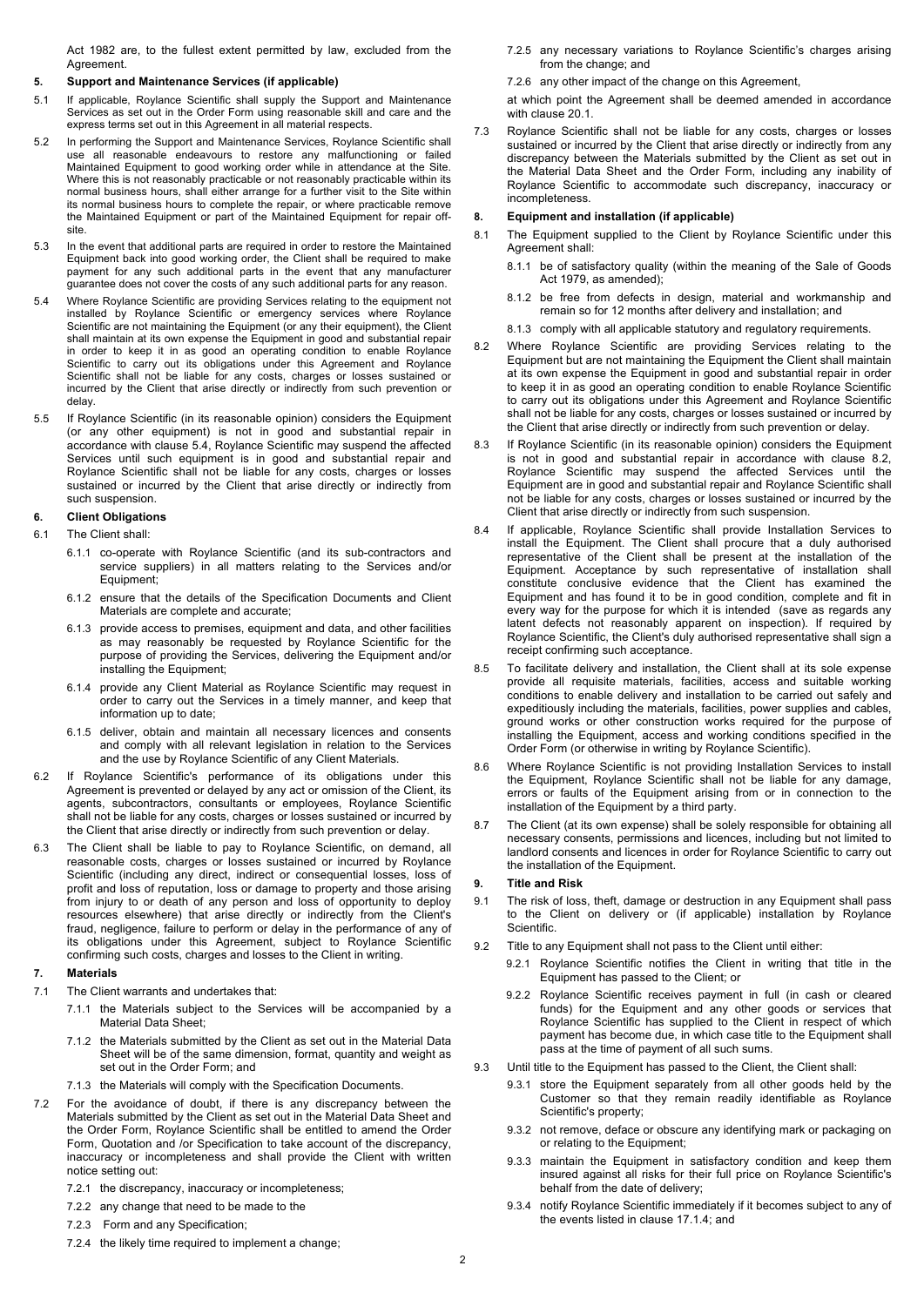Act 1982 are, to the fullest extent permitted by law, excluded from the Agreement.

**5. Support and Maintenance Services (if applicable)**

5.1 If applicable, Roylance Scientific shall supply the Support and Maintenance Services as set out in the Order Form using reasonable skill and care and the express terms set out in this Agreement in all material respects.

5.2 In performing the Support and Maintenance Services, Roylance Scientific shall use all reasonable endeavours to restore any malfunctioning or failed Maintained Equipment to good working order while in attendance at the Site. Where this is not reasonably practicable or not reasonably practicable within its normal business hours, shall either arrange for a further visit to the Site within its normal business hours to complete the repair, or where practicable remove the Maintained Equipment or part of the Maintained Equipment for repair off-site.

5.3 In the event that additional parts are required in order to restore the Maintained Equipment back into good working order, the Client shall be required to make payment for any such additional parts in the event that any manufacturer guarantee does not cover the costs of any such additional parts for any reason.

5.4 Where Roylance Scientific are providing Services relating to the equipment not installed by Roylance Scientific or emergency services where Roylance Scientific are not maintaining the Equipment (or any their equipment), the Client shall maintain at its own expense the Equipment in good and substantial repair in order to keep it in as good an operating condition to enable Roylance Scientific to carry out its obligations under this Agreement and Roylance Scientific shall not be liable for any costs, charges or losses sustained or incurred by the Client that arise directly or indirectly from such prevention or delay.

5.5 If Roylance Scientific (in its reasonable opinion) considers the Equipment (or any other equipment) is not in good and substantial repair in accordance with clause 5.4, Roylance Scientific may suspend the affected Services until such equipment is in good and substantial repair and Roylance Scientific shall not be liable for any costs, charges or losses sustained or incurred by the Client that arise directly or indirectly from such suspension.

**6. Client Obligations**

6.1 The Client shall:

6.1.1 co-operate with Roylance Scientific (and its sub-contractors and service suppliers) in all matters relating to the Services and/or Equipment;

6.1.2 ensure that the details of the Specification Documents and Client Materials are complete and accurate;

6.1.3 provide access to premises, equipment and data, and other facilities as may reasonably be requested by Roylance Scientific for the purpose of providing the Services, delivering the Equipment and/or installing the Equipment;

6.1.4 provide any Client Material as Roylance Scientific may request in order to carry out the Services in a timely manner, and keep that information up to date;

6.1.5 deliver, obtain and maintain all necessary licences and consents and comply with all relevant legislation in relation to the Services and the use by Roylance Scientific of any Client Materials.

6.2 If Roylance Scientific's performance of its obligations under this Agreement is prevented or delayed by any act or omission of the Client, its agents, subcontractors, consultants or employees, Roylance Scientific shall not be liable for any costs, charges or losses sustained or incurred by the Client that arise directly or indirectly from such prevention or delay.

6.3 The Client shall be liable to pay to Roylance Scientific, on demand, all reasonable costs, charges or losses sustained or incurred by Roylance Scientific (including any direct, indirect or consequential losses, loss of profit and loss of reputation, loss or damage to property and those arising from injury to or death of any person and loss of opportunity to deploy resources elsewhere) that arise directly or indirectly from the Client's fraud, negligence, failure to perform or delay in the performance of any of its obligations under this Agreement, subject to Roylance Scientific confirming such costs, charges and losses to the Client in writing.

**7. Materials**

7.1 The Client warrants and undertakes that:

7.1.1 the Materials subject to the Services will be accompanied by a Material Data Sheet;

7.1.2 the Materials submitted by the Client as set out in the Material Data Sheet will be of the same dimension, format, quantity and weight as set out in the Order Form; and

7.1.3 the Materials will comply with the Specification Documents.

7.2 For the avoidance of doubt, if there is any discrepancy between the Materials submitted by the Client as set out in the Material Data Sheet and the Order Form, Roylance Scientific shall be entitled to amend the Order Form, Quotation and /or Specification to take account of the discrepancy, inaccuracy or incompleteness and shall provide the Client with written notice setting out:

7.2.1 the discrepancy, inaccuracy or incompleteness;

7.2.2 any change that need to be made to the

7.2.3 Form and any Specification;

7.2.4 the likely time required to implement a change;

7.2.5 any necessary variations to Roylance Scientific's charges arising from the change; and

7.2.6 any other impact of the change on this Agreement,

at which point the Agreement shall be deemed amended in accordance with clause 20.1.

7.3 Roylance Scientific shall not be liable for any costs, charges or losses sustained or incurred by the Client that arise directly or indirectly from any discrepancy between the Materials submitted by the Client as set out in the Material Data Sheet and the Order Form, including any inability of Roylance Scientific to accommodate such discrepancy, inaccuracy or incompleteness.

**8. Equipment and installation (if applicable)**

8.1 The Equipment supplied to the Client by Roylance Scientific under this Agreement shall:

8.1.1 be of satisfactory quality (within the meaning of the Sale of Goods Act 1979, as amended);

8.1.2 be free from defects in design, material and workmanship and remain so for 12 months after delivery and installation; and

8.1.3 comply with all applicable statutory and regulatory requirements.

8.2 Where Roylance Scientific are providing Services relating to the Equipment but are not maintaining the Equipment the Client shall maintain at its own expense the Equipment in good and substantial repair in order to keep it in as good an operating condition to enable Roylance Scientific to carry out its obligations under this Agreement and Roylance Scientific shall not be liable for any costs, charges or losses sustained or incurred by the Client that arise directly or indirectly from such prevention or delay.

8.3 If Roylance Scientific (in its reasonable opinion) considers the Equipment is not in good and substantial repair in accordance with clause 8.2, Roylance Scientific may suspend the affected Services until the Equipment are in good and substantial repair and Roylance Scientific shall not be liable for any costs, charges or losses sustained or incurred by the Client that arise directly or indirectly from such suspension.

8.4 If applicable, Roylance Scientific shall provide Installation Services to install the Equipment. The Client shall procure that a duly authorised representative of the Client shall be present at the installation of the Equipment. Acceptance by such representative of installation shall constitute conclusive evidence that the Client has examined the Equipment and has found it to be in good condition, complete and fit in every way for the purpose for which it is intended (save as regards any latent defects not reasonably apparent on inspection). If required by Roylance Scientific, the Client's duly authorised representative shall sign a receipt confirming such acceptance.

8.5 To facilitate delivery and installation, the Client shall at its sole expense provide all requisite materials, facilities, access and suitable working conditions to enable delivery and installation to be carried out safely and expeditiously including the materials, facilities, power supplies and cables, ground works or other construction works required for the purpose of installing the Equipment, access and working conditions specified in the Order Form (or otherwise in writing by Roylance Scientific).

8.6 Where Roylance Scientific is not providing Installation Services to install the Equipment, Roylance Scientific shall not be liable for any damage, errors or faults of the Equipment arising from or in connection to the installation of the Equipment by a third party.

8.7 The Client (at its own expense) shall be solely responsible for obtaining all necessary consents, permissions and licences, including but not limited to landlord consents and licences in order for Roylance Scientific to carry out the installation of the Equipment.

**9. Title and Risk**

9.1 The risk of loss, theft, damage or destruction in any Equipment shall pass to the Client on delivery or (if applicable) installation by Roylance Scientific.

9.2 Title to any Equipment shall not pass to the Client until either:

9.2.1 Roylance Scientific notifies the Client in writing that title in the Equipment has passed to the Client; or

9.2.2 Roylance Scientific receives payment in full (in cash or cleared funds) for the Equipment and any other goods or services that Roylance Scientific has supplied to the Client in respect of which payment has become due, in which case title to the Equipment shall pass at the time of payment of all such sums.

9.3 Until title to the Equipment has passed to the Client, the Client shall:

9.3.1 store the Equipment separately from all other goods held by the Customer so that they remain readily identifiable as Roylance Scientific's property;

9.3.2 not remove, deface or obscure any identifying mark or packaging on or relating to the Equipment;

9.3.3 maintain the Equipment in satisfactory condition and keep them insured against all risks for their full price on Roylance Scientific's behalf from the date of delivery;

9.3.4 notify Roylance Scientific immediately if it becomes subject to any of the events listed in clause 17.1.4; and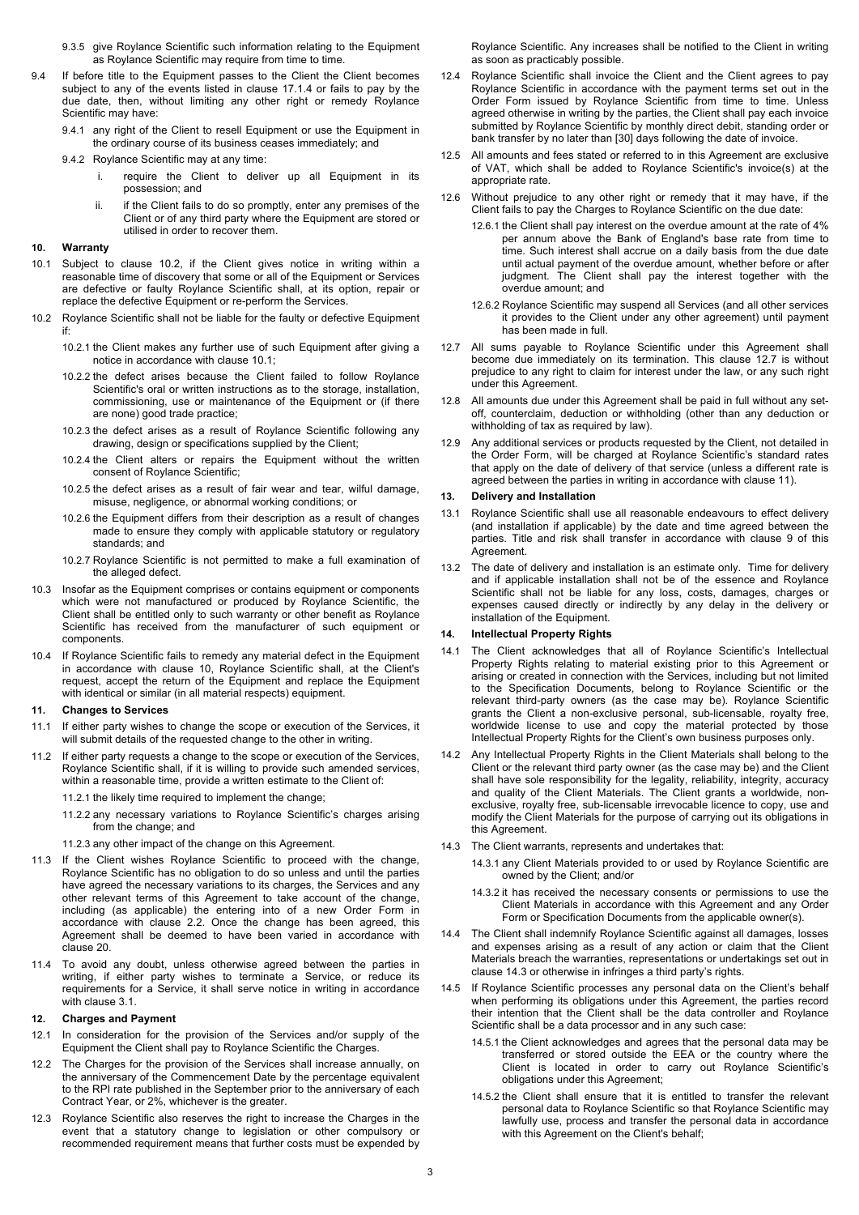9.3.5 give Roylance Scientific such information relating to the Equipment as Roylance Scientific may require from time to time.

9.4 If before title to the Equipment passes to the Client the Client becomes subject to any of the events listed in clause 17.1.4 or fails to pay by the due date, then, without limiting any other right or remedy Roylance Scientific may have:

9.4.1 any right of the Client to resell Equipment or use the Equipment in the ordinary course of its business ceases immediately; and

9.4.2 Roylance Scientific may at any time:

i. require the Client to deliver up all Equipment in its possession; and

ii. if the Client fails to do so promptly, enter any premises of the Client or of any third party where the Equipment are stored or utilised in order to recover them.

## 10. Warranty

10.1 Subject to clause 10.2, if the Client gives notice in writing within a reasonable time of discovery that some or all of the Equipment or Services are defective or faulty Roylance Scientific shall, at its option, repair or replace the defective Equipment or re-perform the Services.

10.2 Roylance Scientific shall not be liable for the faulty or defective Equipment if:

10.2.1 the Client makes any further use of such Equipment after giving a notice in accordance with clause 10.1;

10.2.2 the defect arises because the Client failed to follow Roylance Scientific's oral or written instructions as to the storage, installation, commissioning, use or maintenance of the Equipment or (if there are none) good trade practice;

10.2.3 the defect arises as a result of Roylance Scientific following any drawing, design or specifications supplied by the Client;

10.2.4 the Client alters or repairs the Equipment without the written consent of Roylance Scientific;

10.2.5 the defect arises as a result of fair wear and tear, wilful damage, misuse, negligence, or abnormal working conditions; or

10.2.6 the Equipment differs from their description as a result of changes made to ensure they comply with applicable statutory or regulatory standards; and

10.2.7 Roylance Scientific is not permitted to make a full examination of the alleged defect.

10.3 Insofar as the Equipment comprises or contains equipment or components which were not manufactured or produced by Roylance Scientific, the Client shall be entitled only to such warranty or other benefit as Roylance Scientific has received from the manufacturer of such equipment or components.

10.4 If Roylance Scientific fails to remedy any material defect in the Equipment in accordance with clause 10, Roylance Scientific shall, at the Client's request, accept the return of the Equipment and replace the Equipment with identical or similar (in all material respects) equipment.

## 11. Changes to Services

11.1 If either party wishes to change the scope or execution of the Services, it will submit details of the requested change to the other in writing.

11.2 If either party requests a change to the scope or execution of the Services, Roylance Scientific shall, if it is willing to provide such amended services, within a reasonable time, provide a written estimate to the Client of:

11.2.1 the likely time required to implement the change;

11.2.2 any necessary variations to Roylance Scientific's charges arising from the change; and

11.2.3 any other impact of the change on this Agreement.

11.3 If the Client wishes Roylance Scientific to proceed with the change, Roylance Scientific has no obligation to do so unless and until the parties have agreed the necessary variations to its charges, the Services and any other relevant terms of this Agreement to take account of the change, including (as applicable) the entering into of a new Order Form in accordance with clause 2.2. Once the change has been agreed, this Agreement shall be deemed to have been varied in accordance with clause 20.

11.4 To avoid any doubt, unless otherwise agreed between the parties in writing, if either party wishes to terminate a Service, or reduce its requirements for a Service, it shall serve notice in writing in accordance with clause 3.1.

## 12. Charges and Payment

12.1 In consideration for the provision of the Services and/or supply of the Equipment the Client shall pay to Roylance Scientific the Charges.

12.2 The Charges for the provision of the Services shall increase annually, on the anniversary of the Commencement Date by the percentage equivalent to the RPI rate published in the September prior to the anniversary of each Contract Year, or 2%, whichever is the greater.

12.3 Roylance Scientific also reserves the right to increase the Charges in the event that a statutory change to legislation or other compulsory or recommended requirement means that further costs must be expended by Roylance Scientific. Any increases shall be notified to the Client in writing as soon as practicably possible.

12.4 Roylance Scientific shall invoice the Client and the Client agrees to pay Roylance Scientific in accordance with the payment terms set out in the Order Form issued by Roylance Scientific from time to time. Unless agreed otherwise in writing by the parties, the Client shall pay each invoice submitted by Roylance Scientific by monthly direct debit, standing order or bank transfer by no later than [30] days following the date of invoice.

12.5 All amounts and fees stated or referred to in this Agreement are exclusive of VAT, which shall be added to Roylance Scientific's invoice(s) at the appropriate rate.

12.6 Without prejudice to any other right or remedy that it may have, if the Client fails to pay the Charges to Roylance Scientific on the due date:

12.6.1 the Client shall pay interest on the overdue amount at the rate of 4% per annum above the Bank of England's base rate from time to time. Such interest shall accrue on a daily basis from the due date until actual payment of the overdue amount, whether before or after judgment. The Client shall pay the interest together with the overdue amount; and

12.6.2 Roylance Scientific may suspend all Services (and all other services it provides to the Client under any other agreement) until payment has been made in full.

12.7 All sums payable to Roylance Scientific under this Agreement shall become due immediately on its termination. This clause 12.7 is without prejudice to any right to claim for interest under the law, or any such right under this Agreement.

12.8 All amounts due under this Agreement shall be paid in full without any set-off, counterclaim, deduction or withholding (other than any deduction or withholding of tax as required by law).

12.9 Any additional services or products requested by the Client, not detailed in the Order Form, will be charged at Roylance Scientific's standard rates that apply on the date of delivery of that service (unless a different rate is agreed between the parties in writing in accordance with clause 11).

## 13. Delivery and Installation

13.1 Roylance Scientific shall use all reasonable endeavours to effect delivery (and installation if applicable) by the date and time agreed between the parties. Title and risk shall transfer in accordance with clause 9 of this Agreement.

13.2 The date of delivery and installation is an estimate only. Time for delivery and if applicable installation shall not be of the essence and Roylance Scientific shall not be liable for any loss, costs, damages, charges or expenses caused directly or indirectly by any delay in the delivery or installation of the Equipment.

## 14. Intellectual Property Rights

14.1 The Client acknowledges that all of Roylance Scientific's Intellectual Property Rights relating to material existing prior to this Agreement or arising or created in connection with the Services, including but not limited to the Specification Documents, belong to Roylance Scientific or the relevant third-party owners (as the case may be). Roylance Scientific grants the Client a non-exclusive personal, sub-licensable, royalty free, worldwide license to use and copy the material protected by those Intellectual Property Rights for the Client's own business purposes only.

14.2 Any Intellectual Property Rights in the Client Materials shall belong to the Client or the relevant third party owner (as the case may be) and the Client shall have sole responsibility for the legality, reliability, integrity, accuracy and quality of the Client Materials. The Client grants a worldwide, non-exclusive, royalty free, sub-licensable irrevocable licence to copy, use and modify the Client Materials for the purpose of carrying out its obligations in this Agreement.

14.3 The Client warrants, represents and undertakes that:

14.3.1 any Client Materials provided to or used by Roylance Scientific are owned by the Client; and/or

14.3.2 it has received the necessary consents or permissions to use the Client Materials in accordance with this Agreement and any Order Form or Specification Documents from the applicable owner(s).

14.4 The Client shall indemnify Roylance Scientific against all damages, losses and expenses arising as a result of any action or claim that the Client Materials breach the warranties, representations or undertakings set out in clause 14.3 or otherwise in infringes a third party's rights.

14.5 If Roylance Scientific processes any personal data on the Client's behalf when performing its obligations under this Agreement, the parties record their intention that the Client shall be the data controller and Roylance Scientific shall be a data processor and in any such case:

14.5.1 the Client acknowledges and agrees that the personal data may be transferred or stored outside the EEA or the country where the Client is located in order to carry out Roylance Scientific's obligations under this Agreement;

14.5.2 the Client shall ensure that it is entitled to transfer the relevant personal data to Roylance Scientific so that Roylance Scientific may lawfully use, process and transfer the personal data in accordance with this Agreement on the Client's behalf;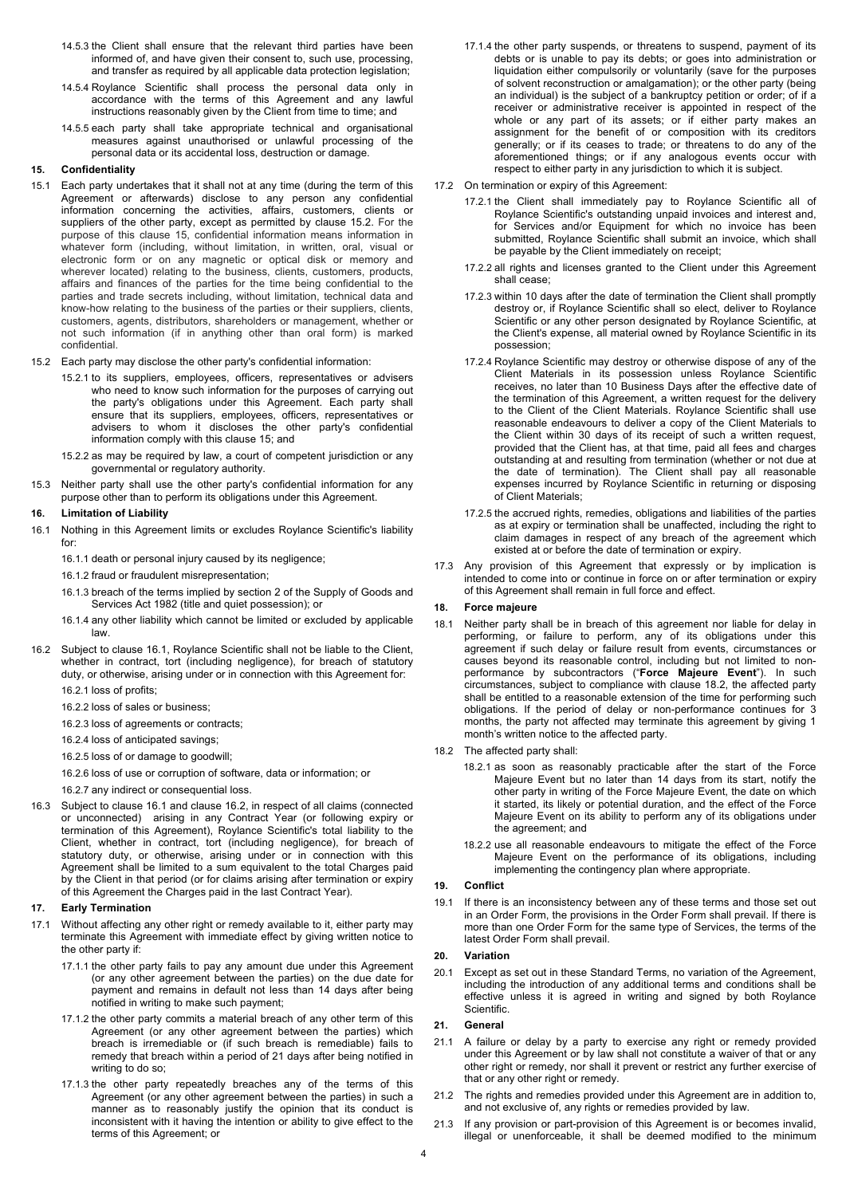14.5.3 the Client shall ensure that the relevant third parties have been informed of, and have given their consent to, such use, processing, and transfer as required by all applicable data protection legislation;

14.5.4 Roylance Scientific shall process the personal data only in accordance with the terms of this Agreement and any lawful instructions reasonably given by the Client from time to time; and

14.5.5 each party shall take appropriate technical and organisational measures against unauthorised or unlawful processing of the personal data or its accidental loss, destruction or damage.

## 15. Confidentiality

15.1 Each party undertakes that it shall not at any time (during the term of this Agreement or afterwards) disclose to any person any confidential information concerning the activities, affairs, customers, clients or suppliers of the other party, except as permitted by clause 15.2. For the purpose of this clause 15, confidential information means information in whatever form (including, without limitation, in written, oral, visual or electronic form or on any magnetic or optical disk or memory and wherever located) relating to the business, clients, customers, products, affairs and finances of the parties for the time being confidential to the parties and trade secrets including, without limitation, technical data and know-how relating to the business of the parties or their suppliers, clients, customers, agents, distributors, shareholders or management, whether or not such information (if in anything other than oral form) is marked confidential.

15.2 Each party may disclose the other party's confidential information:

15.2.1 to its suppliers, employees, officers, representatives or advisers who need to know such information for the purposes of carrying out the party's obligations under this Agreement. Each party shall ensure that its suppliers, employees, officers, representatives or advisers to whom it discloses the other party's confidential information comply with this clause 15; and

15.2.2 as may be required by law, a court of competent jurisdiction or any governmental or regulatory authority.

15.3 Neither party shall use the other party's confidential information for any purpose other than to perform its obligations under this Agreement.

## 16. Limitation of Liability

16.1 Nothing in this Agreement limits or excludes Roylance Scientific's liability for:

16.1.1 death or personal injury caused by its negligence;

16.1.2 fraud or fraudulent misrepresentation;

16.1.3 breach of the terms implied by section 2 of the Supply of Goods and Services Act 1982 (title and quiet possession); or

16.1.4 any other liability which cannot be limited or excluded by applicable law.

16.2 Subject to clause 16.1, Roylance Scientific shall not be liable to the Client, whether in contract, tort (including negligence), for breach of statutory duty, or otherwise, arising under or in connection with this Agreement for:

16.2.1 loss of profits;

16.2.2 loss of sales or business;

16.2.3 loss of agreements or contracts;

16.2.4 loss of anticipated savings;

16.2.5 loss of or damage to goodwill;

16.2.6 loss of use or corruption of software, data or information; or

16.2.7 any indirect or consequential loss.

16.3 Subject to clause 16.1 and clause 16.2, in respect of all claims (connected or unconnected) arising in any Contract Year (or following expiry or termination of this Agreement), Roylance Scientific's total liability to the Client, whether in contract, tort (including negligence), for breach of statutory duty, or otherwise, arising under or in connection with this Agreement shall be limited to a sum equivalent to the total Charges paid by the Client in that period (or for claims arising after termination or expiry of this Agreement the Charges paid in the last Contract Year).

## 17. Early Termination

17.1 Without affecting any other right or remedy available to it, either party may terminate this Agreement with immediate effect by giving written notice to the other party if:

17.1.1 the other party fails to pay any amount due under this Agreement (or any other agreement between the parties) on the due date for payment and remains in default not less than 14 days after being notified in writing to make such payment;

17.1.2 the other party commits a material breach of any other term of this Agreement (or any other agreement between the parties) which breach is irremediable or (if such breach is remediable) fails to remedy that breach within a period of 21 days after being notified in writing to do so;

17.1.3 the other party repeatedly breaches any of the terms of this Agreement (or any other agreement between the parties) in such a manner as to reasonably justify the opinion that its conduct is inconsistent with it having the intention or ability to give effect to the terms of this Agreement; or

17.1.4 the other party suspends, or threatens to suspend, payment of its debts or is unable to pay its debts; or goes into administration or liquidation either compulsorily or voluntarily (save for the purposes of solvent reconstruction or amalgamation); or the other party (being an individual) is the subject of a bankruptcy petition or order; of if a receiver or administrative receiver is appointed in respect of the whole or any part of its assets; or if either party makes an assignment for the benefit of or composition with its creditors generally; or if its ceases to trade; or threatens to do any of the aforementioned things; or if any analogous events occur with respect to either party in any jurisdiction to which it is subject.

17.2 On termination or expiry of this Agreement:

17.2.1 the Client shall immediately pay to Roylance Scientific all of Roylance Scientific's outstanding unpaid invoices and interest and, for Services and/or Equipment for which no invoice has been submitted, Roylance Scientific shall submit an invoice, which shall be payable by the Client immediately on receipt;

17.2.2 all rights and licenses granted to the Client under this Agreement shall cease;

17.2.3 within 10 days after the date of termination the Client shall promptly destroy or, if Roylance Scientific shall so elect, deliver to Roylance Scientific or any other person designated by Roylance Scientific, at the Client's expense, all material owned by Roylance Scientific in its possession;

17.2.4 Roylance Scientific may destroy or otherwise dispose of any of the Client Materials in its possession unless Roylance Scientific receives, no later than 10 Business Days after the effective date of the termination of this Agreement, a written request for the delivery to the Client of the Client Materials. Roylance Scientific shall use reasonable endeavours to deliver a copy of the Client Materials to the Client within 30 days of its receipt of such a written request, provided that the Client has, at that time, paid all fees and charges outstanding at and resulting from termination (whether or not due at the date of termination). The Client shall pay all reasonable expenses incurred by Roylance Scientific in returning or disposing of Client Materials;

17.2.5 the accrued rights, remedies, obligations and liabilities of the parties as at expiry or termination shall be unaffected, including the right to claim damages in respect of any breach of the agreement which existed at or before the date of termination or expiry.

17.3 Any provision of this Agreement that expressly or by implication is intended to come into or continue in force on or after termination or expiry of this Agreement shall remain in full force and effect.

## 18. Force majeure

18.1 Neither party shall be in breach of this agreement nor liable for delay in performing, or failure to perform, any of its obligations under this agreement if such delay or failure result from events, circumstances or causes beyond its reasonable control, including but not limited to non-performance by subcontractors ("**Force Majeure Event**"). In such circumstances, subject to compliance with clause 18.2, the affected party shall be entitled to a reasonable extension of the time for performing such obligations. If the period of delay or non-performance continues for 3 months, the party not affected may terminate this agreement by giving 1 month's written notice to the affected party.

18.2 The affected party shall:

18.2.1 as soon as reasonably practicable after the start of the Force Majeure Event but no later than 14 days from its start, notify the other party in writing of the Force Majeure Event, the date on which it started, its likely or potential duration, and the effect of the Force Majeure Event on its ability to perform any of its obligations under the agreement; and

18.2.2 use all reasonable endeavours to mitigate the effect of the Force Majeure Event on the performance of its obligations, including implementing the contingency plan where appropriate.

## 19. Conflict

19.1 If there is an inconsistency between any of these terms and those set out in an Order Form, the provisions in the Order Form shall prevail. If there is more than one Order Form for the same type of Services, the terms of the latest Order Form shall prevail.

## 20. Variation

20.1 Except as set out in these Standard Terms, no variation of the Agreement, including the introduction of any additional terms and conditions shall be effective unless it is agreed in writing and signed by both Roylance Scientific.

## 21. General

21.1 A failure or delay by a party to exercise any right or remedy provided under this Agreement or by law shall not constitute a waiver of that or any other right or remedy, nor shall it prevent or restrict any further exercise of that or any other right or remedy.

21.2 The rights and remedies provided under this Agreement are in addition to, and not exclusive of, any rights or remedies provided by law.

21.3 If any provision or part-provision of this Agreement is or becomes invalid, illegal or unenforceable, it shall be deemed modified to the minimum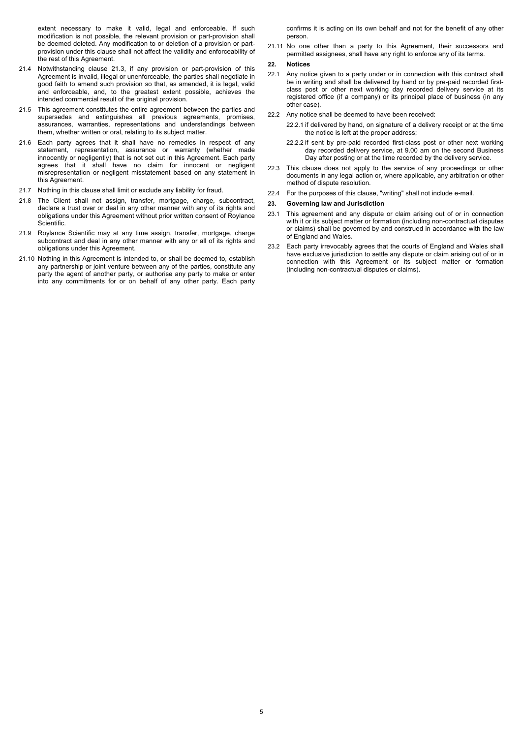extent necessary to make it valid, legal and enforceable. If such modification is not possible, the relevant provision or part-provision shall be deemed deleted. Any modification to or deletion of a provision or part-provision under this clause shall not affect the validity and enforceability of the rest of this Agreement.

21.4 Notwithstanding clause 21.3, if any provision or part-provision of this Agreement is invalid, illegal or unenforceable, the parties shall negotiate in good faith to amend such provision so that, as amended, it is legal, valid and enforceable, and, to the greatest extent possible, achieves the intended commercial result of the original provision.

21.5 This agreement constitutes the entire agreement between the parties and supersedes and extinguishes all previous agreements, promises, assurances, warranties, representations and understandings between them, whether written or oral, relating to its subject matter.

21.6 Each party agrees that it shall have no remedies in respect of any statement, representation, assurance or warranty (whether made innocently or negligently) that is not set out in this Agreement. Each party agrees that it shall have no claim for innocent or negligent misrepresentation or negligent misstatement based on any statement in this Agreement.

21.7 Nothing in this clause shall limit or exclude any liability for fraud.

21.8 The Client shall not assign, transfer, mortgage, charge, subcontract, declare a trust over or deal in any other manner with any of its rights and obligations under this Agreement without prior written consent of Roylance Scientific.

21.9 Roylance Scientific may at any time assign, transfer, mortgage, charge subcontract and deal in any other manner with any or all of its rights and obligations under this Agreement.

21.10 Nothing in this Agreement is intended to, or shall be deemed to, establish any partnership or joint venture between any of the parties, constitute any party the agent of another party, or authorise any party to make or enter into any commitments for or on behalf of any other party. Each party confirms it is acting on its own behalf and not for the benefit of any other person.

21.11 No one other than a party to this Agreement, their successors and permitted assignees, shall have any right to enforce any of its terms.

**22. Notices**

22.1 Any notice given to a party under or in connection with this contract shall be in writing and shall be delivered by hand or by pre-paid recorded first-class post or other next working day recorded delivery service at its registered office (if a company) or its principal place of business (in any other case).

22.2 Any notice shall be deemed to have been received:

22.2.1 if delivered by hand, on signature of a delivery receipt or at the time the notice is left at the proper address;

22.2.2 if sent by pre-paid recorded first-class post or other next working day recorded delivery service, at 9.00 am on the second Business Day after posting or at the time recorded by the delivery service.

22.3 This clause does not apply to the service of any proceedings or other documents in any legal action or, where applicable, any arbitration or other method of dispute resolution.

22.4 For the purposes of this clause, "writing" shall not include e-mail.

**23. Governing law and Jurisdiction**

23.1 This agreement and any dispute or claim arising out of or in connection with it or its subject matter or formation (including non-contractual disputes or claims) shall be governed by and construed in accordance with the law of England and Wales.

23.2 Each party irrevocably agrees that the courts of England and Wales shall have exclusive jurisdiction to settle any dispute or claim arising out of or in connection with this Agreement or its subject matter or formation (including non-contractual disputes or claims).